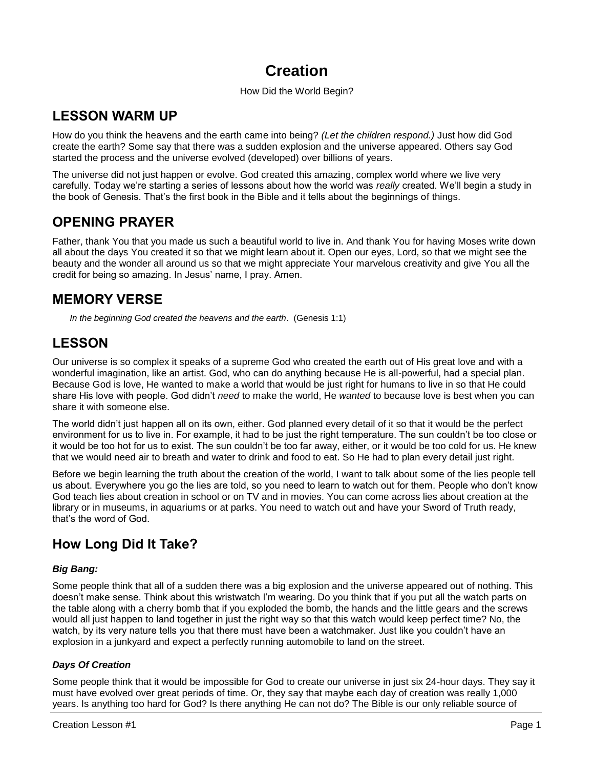# Creation

How Did the World Begin?

## LESSON WARM UP

How do you think the heavens and the earth came into being? *(Let the children respond.)* Just how did God create the earth? Some say that there was a sudden explosion and the universe appeared. Others say God started the process and the universe evolved (developed) over billions of years.

The universe did not just happen or evolve. God created this amazing, complex world where we live very carefully. Today we're starting a series of lessons about how the world was *really* created. We'll begin a study in the book of Genesis. That's the first book in the Bible and it tells about the beginnings of things.

## OPENING PRAYER

Father, thank You that you made us such a beautiful world to live in. And thank You for having Moses write down all about the days You created it so that we might learn about it. Open our eyes, Lord, so that we might see the beauty and the wonder all around us so that we might appreciate Your marvelous creativity and give You all the credit for being so amazing. In Jesus' name, I pray. Amen.

## MEMORY VERSE

> *In the beginning God created the heavens and the earth*. (Genesis 1:1)

## LESSON

Our universe is so complex it speaks of a supreme God who created the earth out of His great love and with a wonderful imagination, like an artist. God, who can do anything because He is all-powerful, had a special plan. Because God is love, He wanted to make a world that would be just right for humans to live in so that He could share His love with people. God didn't *need* to make the world, He *wanted* to because love is best when you can share it with someone else.

The world didn't just happen all on its own, either. God planned every detail of it so that it would be the perfect environment for us to live in. For example, it had to be just the right temperature. The sun couldn't be too close or it would be too hot for us to exist. The sun couldn't be too far away, either, or it would be too cold for us. He knew that we would need air to breath and water to drink and food to eat. So He had to plan every detail just right.

Before we begin learning the truth about the creation of the world, I want to talk about some of the lies people tell us about. Everywhere you go the lies are told, so you need to learn to watch out for them. People who don't know God teach lies about creation in school or on TV and in movies. You can come across lies about creation at the library or in museums, in aquariums or at parks. You need to watch out and have your Sword of Truth ready, that's the word of God.

## How Long Did It Take?

### *Big Bang:*

Some people think that all of a sudden there was a big explosion and the universe appeared out of nothing. This doesn't make sense. Think about this wristwatch I'm wearing. Do you think that if you put all the watch parts on the table along with a cherry bomb that if you exploded the bomb, the hands and the little gears and the screws would all just happen to land together in just the right way so that this watch would keep perfect time? No, the watch, by its very nature tells you that there must have been a watchmaker. Just like you couldn't have an explosion in a junkyard and expect a perfectly running automobile to land on the street.

### *Days Of Creation*

Some people think that it would be impossible for God to create our universe in just six 24-hour days. They say it must have evolved over great periods of time. Or, they say that maybe each day of creation was really 1,000 years. Is anything too hard for God? Is there anything He can not do? The Bible is our only reliable source of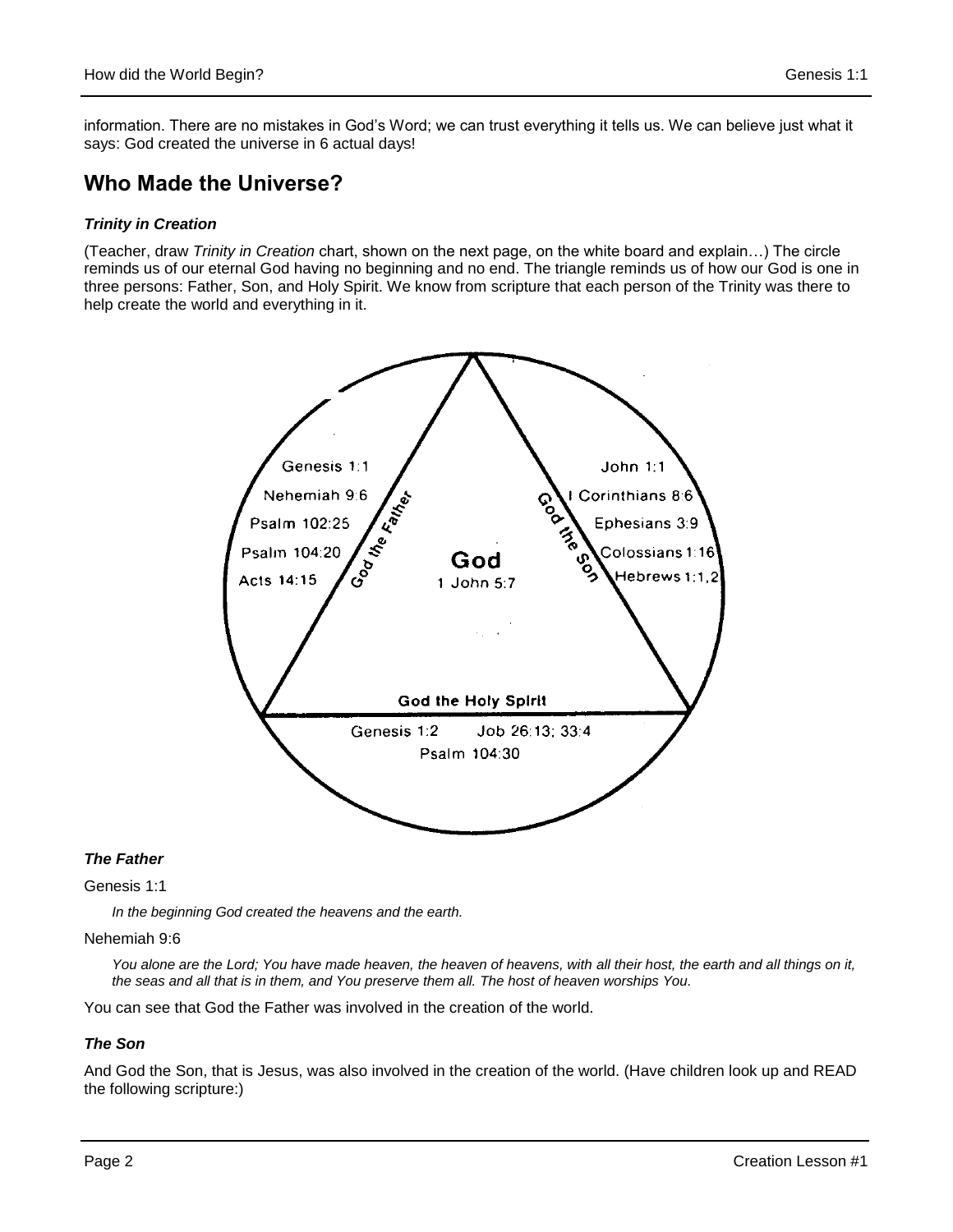information. There are no mistakes in God's Word; we can trust everything it tells us. We can believe just what it says: God created the universe in 6 actual days!

## Who Made the Universe?

### *Trinity in Creation*

(Teacher, draw *Trinity in Creation* chart, shown on the next page, on the white board and explain…) The circle reminds us of our eternal God having no beginning and no end. The triangle reminds us of how our God is one in three persons: Father, Son, and Holy Spirit. We know from scripture that each person of the Trinity was there to help create the world and everything in it.

**God the Father:** Genesis 1:1, Nehemiah 9:6, Psalm 102:25, Psalm 104:20, Acts 14:15

**God the Son:** John 1:1, I Corinthians 8:6, Ephesians 3:9, Colossians 1:16, Hebrews 1:1,2

**God** — 1 John 5:7

**God the Holy Spirit:** Genesis 1:2, Job 26:13; 33:4, Psalm 104:30

### *The Father*

Genesis 1:1

> *In the beginning God created the heavens and the earth.*

Nehemiah 9:6

> *You alone are the Lord; You have made heaven, the heaven of heavens, with all their host, the earth and all things on it, the seas and all that is in them, and You preserve them all. The host of heaven worships You.*

You can see that God the Father was involved in the creation of the world.

### *The Son*

And God the Son, that is Jesus, was also involved in the creation of the world. (Have children look up and READ the following scripture:)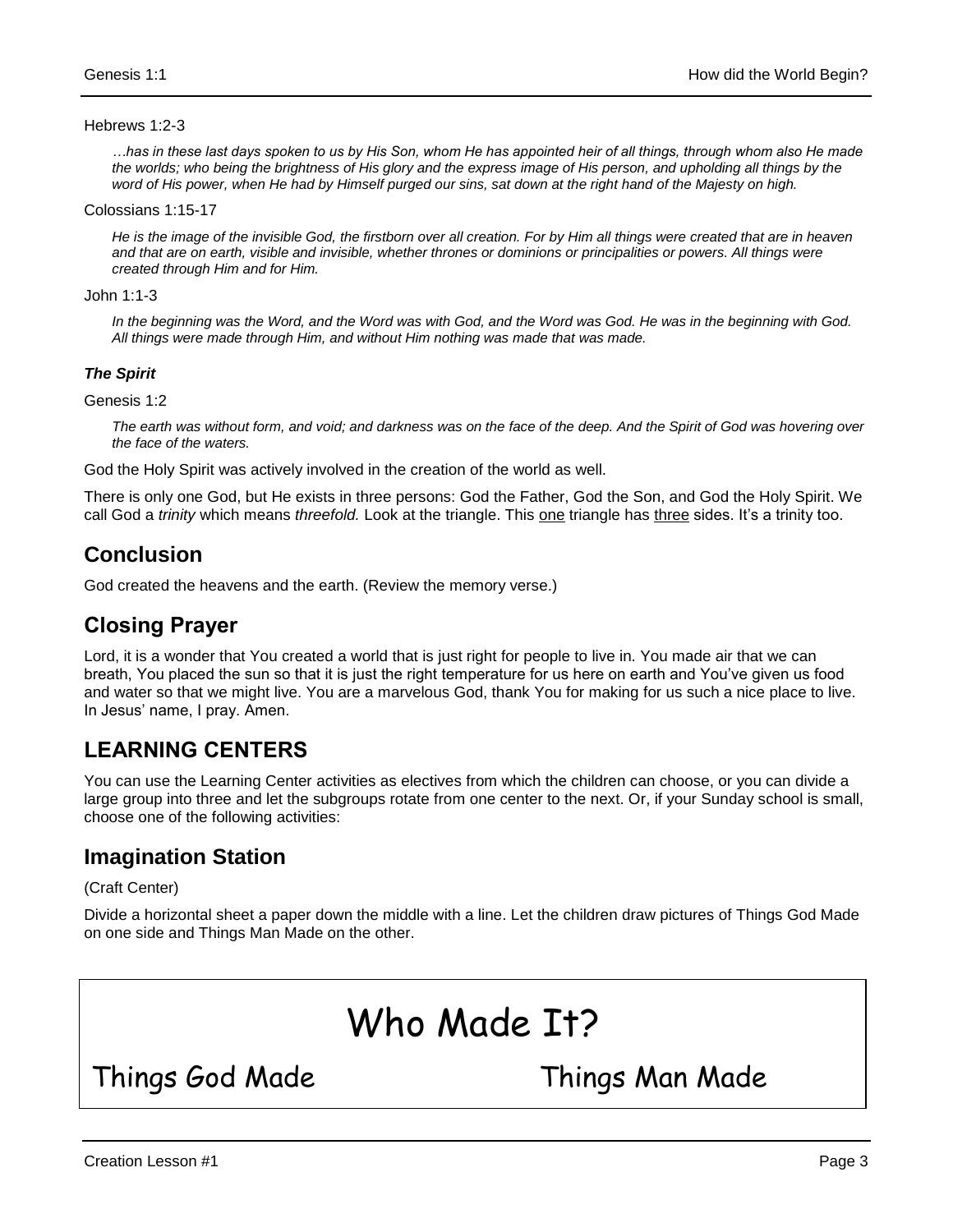Hebrews 1:2-3

> *…has in these last days spoken to us by His Son, whom He has appointed heir of all things, through whom also He made the worlds; who being the brightness of His glory and the express image of His person, and upholding all things by the word of His power, when He had by Himself purged our sins, sat down at the right hand of the Majesty on high.*

Colossians 1:15-17

> *He is the image of the invisible God, the firstborn over all creation. For by Him all things were created that are in heaven and that are on earth, visible and invisible, whether thrones or dominions or principalities or powers. All things were created through Him and for Him.*

John 1:1-3

> *In the beginning was the Word, and the Word was with God, and the Word was God. He was in the beginning with God. All things were made through Him, and without Him nothing was made that was made.*

***The Spirit***

Genesis 1:2

> *The earth was without form, and void; and darkness was on the face of the deep. And the Spirit of God was hovering over the face of the waters.*

God the Holy Spirit was actively involved in the creation of the world as well.

There is only one God, but He exists in three persons: God the Father, God the Son, and God the Holy Spirit. We call God a *trinity* which means *threefold.* Look at the triangle. This one triangle has three sides. It's a trinity too.

## Conclusion

God created the heavens and the earth. (Review the memory verse.)

## Closing Prayer

Lord, it is a wonder that You created a world that is just right for people to live in. You made air that we can breath, You placed the sun so that it is just the right temperature for us here on earth and You've given us food and water so that we might live. You are a marvelous God, thank You for making for us such a nice place to live. In Jesus' name, I pray. Amen.

## LEARNING CENTERS

You can use the Learning Center activities as electives from which the children can choose, or you can divide a large group into three and let the subgroups rotate from one center to the next. Or, if your Sunday school is small, choose one of the following activities:

## Imagination Station

(Craft Center)

Divide a horizontal sheet a paper down the middle with a line. Let the children draw pictures of Things God Made on one side and Things Man Made on the other.

# Who Made It?

| Things God Made | Things Man Made |
| --- | --- |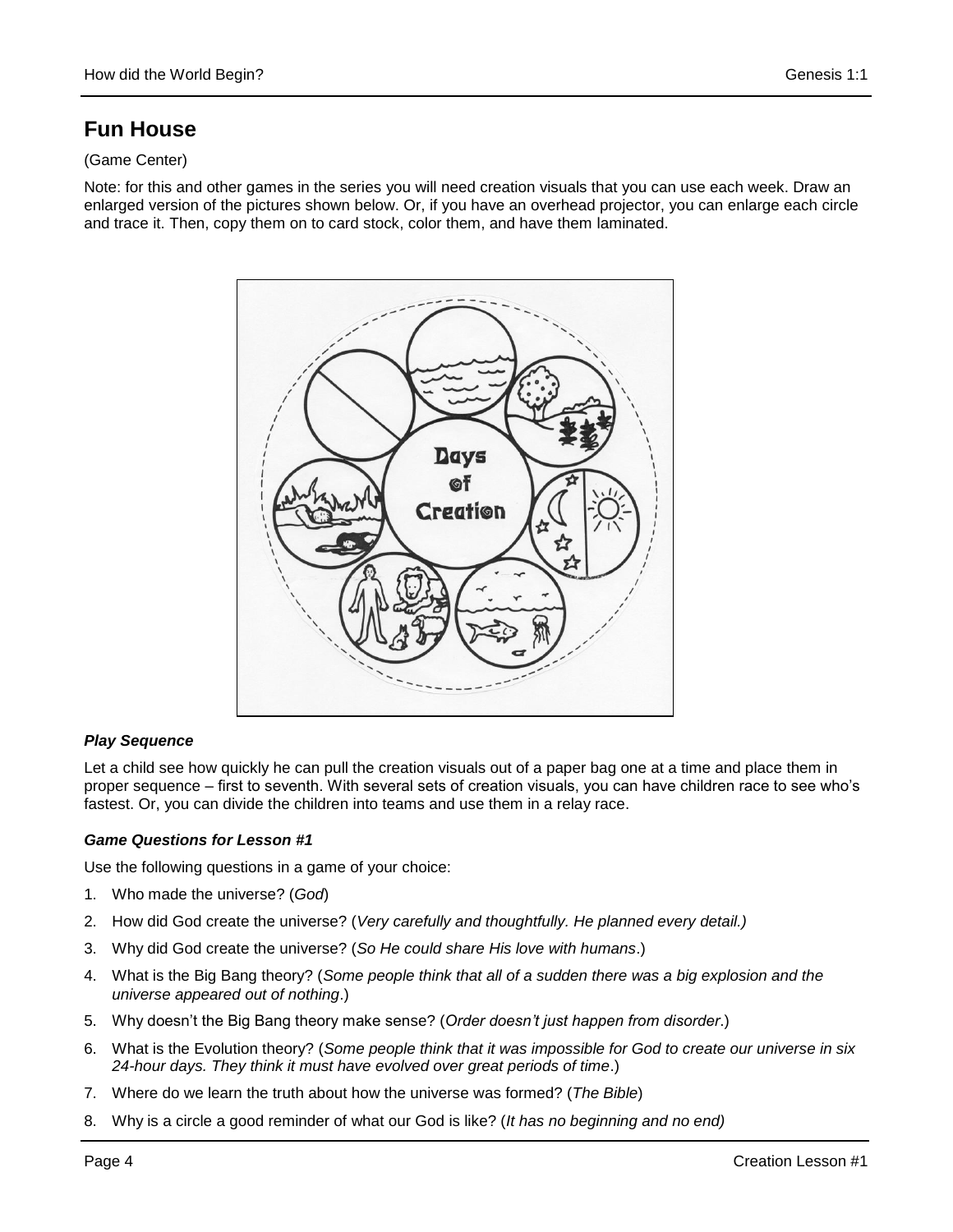## Fun House

(Game Center)

Note: for this and other games in the series you will need creation visuals that you can use each week. Draw an enlarged version of the pictures shown below. Or, if you have an overhead projector, you can enlarge each circle and trace it. Then, copy them on to card stock, color them, and have them laminated.

***Play Sequence***

Let a child see how quickly he can pull the creation visuals out of a paper bag one at a time and place them in proper sequence – first to seventh. With several sets of creation visuals, you can have children race to see who's fastest. Or, you can divide the children into teams and use them in a relay race.

***Game Questions for Lesson #1***

Use the following questions in a game of your choice:

1. Who made the universe? (*God*)
2. How did God create the universe? (*Very carefully and thoughtfully. He planned every detail.)*
3. Why did God create the universe? (*So He could share His love with humans*.)
4. What is the Big Bang theory? (*Some people think that all of a sudden there was a big explosion and the universe appeared out of nothing*.)
5. Why doesn't the Big Bang theory make sense? (*Order doesn't just happen from disorder*.)
6. What is the Evolution theory? (*Some people think that it was impossible for God to create our universe in six 24-hour days. They think it must have evolved over great periods of time*.)
7. Where do we learn the truth about how the universe was formed? (*The Bible*)
8. Why is a circle a good reminder of what our God is like? (*It has no beginning and no end)*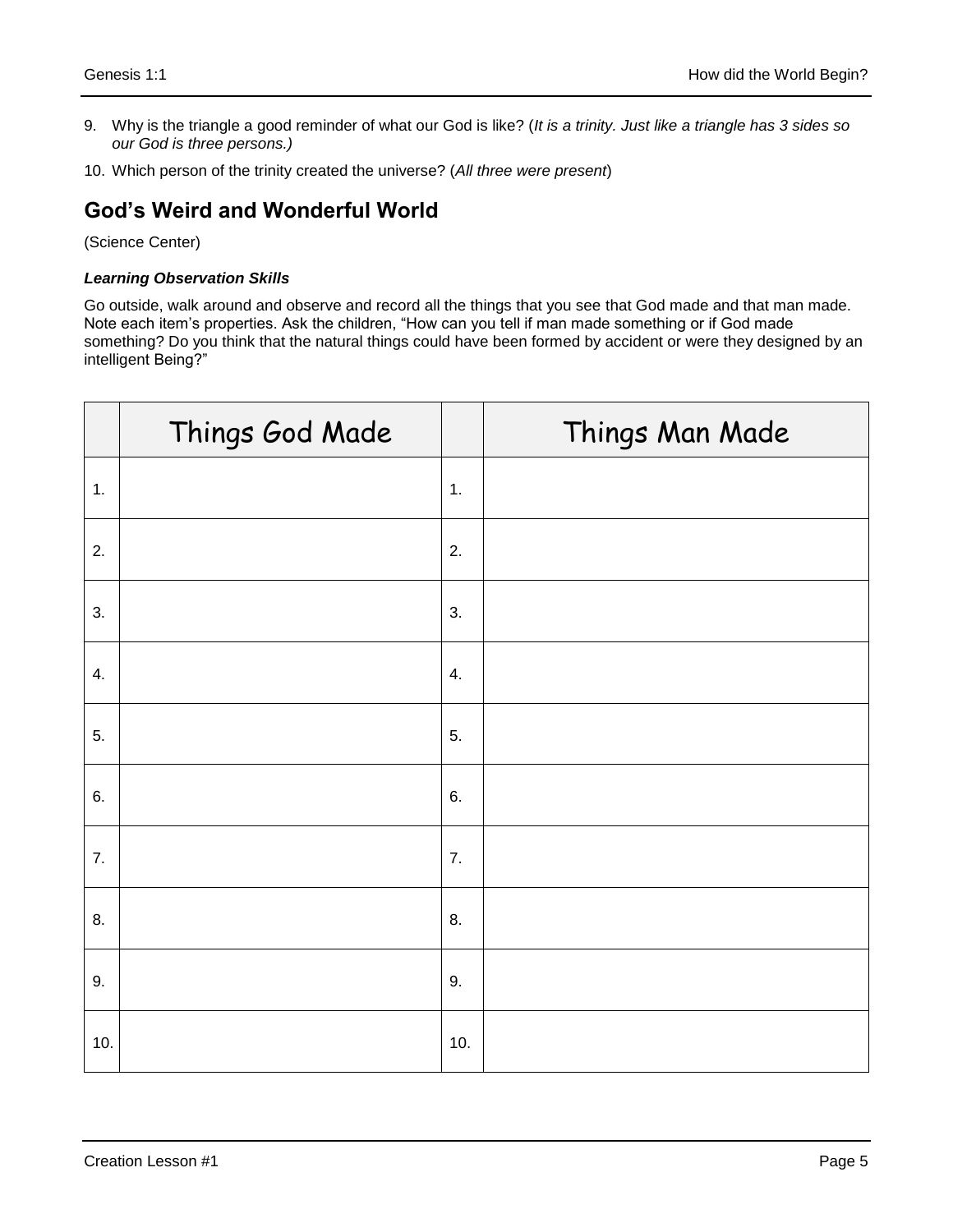9. Why is the triangle a good reminder of what our God is like? (*It is a trinity. Just like a triangle has 3 sides so our God is three persons.)*
10. Which person of the trinity created the universe? (*All three were present*)

## God's Weird and Wonderful World

(Science Center)

***Learning Observation Skills***

Go outside, walk around and observe and record all the things that you see that God made and that man made. Note each item's properties. Ask the children, "How can you tell if man made something or if God made something? Do you think that the natural things could have been formed by accident or were they designed by an intelligent Being?"

| | Things God Made | | Things Man Made |
|---|---|---|---|
| 1. | | 1. | |
| 2. | | 2. | |
| 3. | | 3. | |
| 4. | | 4. | |
| 5. | | 5. | |
| 6. | | 6. | |
| 7. | | 7. | |
| 8. | | 8. | |
| 9. | | 9. | |
| 10. | | 10. | |